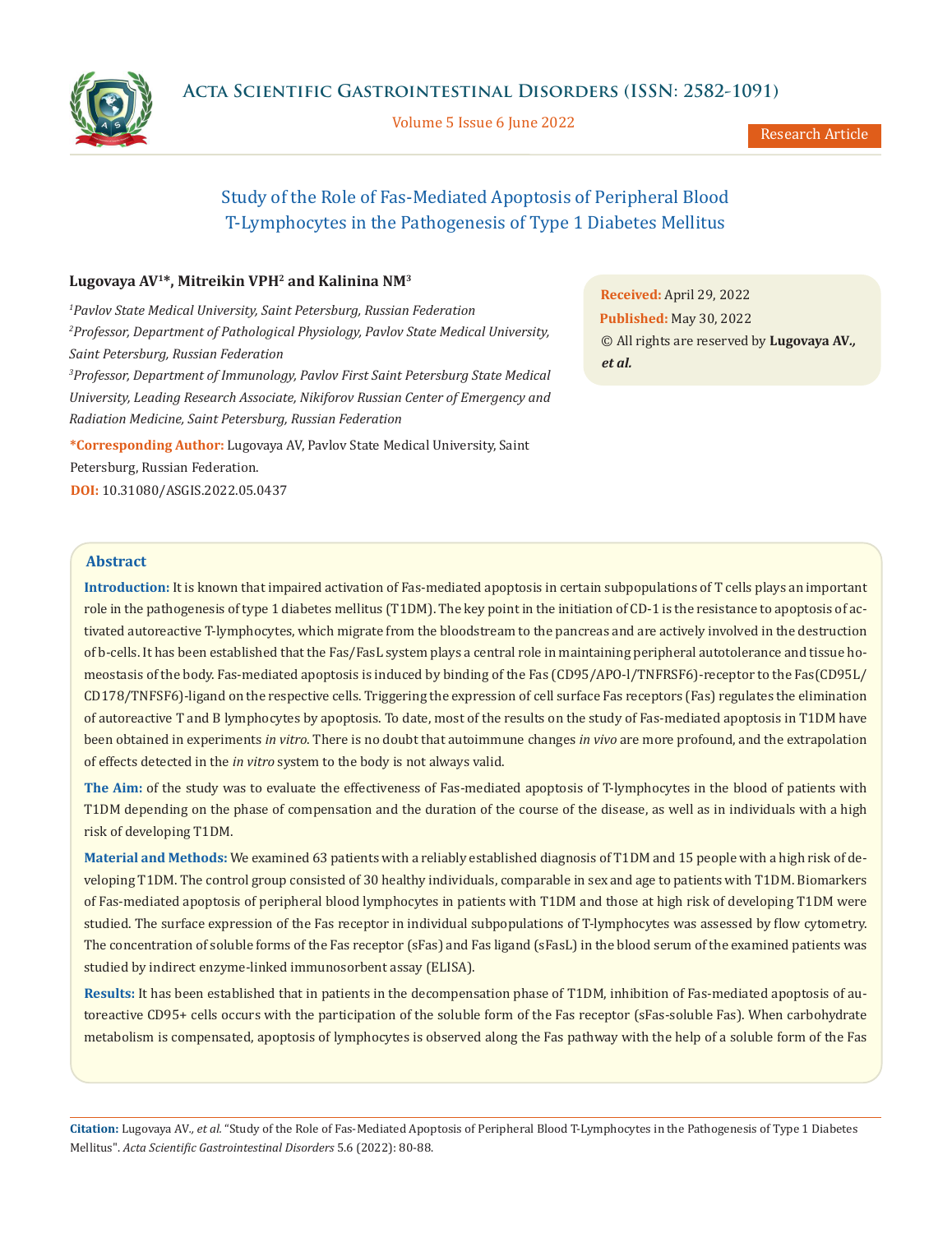# Study of the Role of Fas-Mediated Apoptosis of Peripheral Blood T-Lymphocytes in the Pathogenesis of Type 1 Diabetes Mellitus

**Lugovaya AV[1]*, Mitreikin VPH[2] and Kalinina NM[3]**

*[1]Pavlov State Medical University, Saint Petersburg, Russian Federation*

*[2]Professor, Department of Pathological Physiology, Pavlov State Medical University, Saint Petersburg, Russian Federation*

*[3]Professor, Department of Immunology, Pavlov First Saint Petersburg State Medical University, Leading Research Associate, Nikiforov Russian Center of Emergency and Radiation Medicine, Saint Petersburg, Russian Federation*

**\*Corresponding Author:** Lugovaya AV, Pavlov State Medical University, Saint Petersburg, Russian Federation.

**DOI:** 10.31080/ASGIS.2022.05.0437

**Received:** April 29, 2022
**Published:** May 30, 2022
© All rights are reserved by **Lugovaya AV., *et al.***

## Abstract

**Introduction:** It is known that impaired activation of Fas-mediated apoptosis in certain subpopulations of T cells plays an important role in the pathogenesis of type 1 diabetes mellitus (T1DM). The key point in the initiation of CD-1 is the resistance to apoptosis of activated autoreactive T-lymphocytes, which migrate from the bloodstream to the pancreas and are actively involved in the destruction of b-cells. It has been established that the Fas/FasL system plays a central role in maintaining peripheral autotolerance and tissue homeostasis of the body. Fas-mediated apoptosis is induced by binding of the Fas (CD95/APO-l/TNFRSF6)-receptor to the Fas(CD95L/CD178/TNFSF6)-ligand on the respective cells. Triggering the expression of cell surface Fas receptors (Fas) regulates the elimination of autoreactive T and B lymphocytes by apoptosis. To date, most of the results on the study of Fas-mediated apoptosis in T1DM have been obtained in experiments *in vitro*. There is no doubt that autoimmune changes *in vivo* are more profound, and the extrapolation of effects detected in the *in vitro* system to the body is not always valid.

**The Aim:** of the study was to evaluate the effectiveness of Fas-mediated apoptosis of T-lymphocytes in the blood of patients with T1DM depending on the phase of compensation and the duration of the course of the disease, as well as in individuals with a high risk of developing T1DM.

**Material and Methods:** We examined 63 patients with a reliably established diagnosis of T1DM and 15 people with a high risk of developing T1DM. The control group consisted of 30 healthy individuals, comparable in sex and age to patients with T1DM. Biomarkers of Fas-mediated apoptosis of peripheral blood lymphocytes in patients with T1DM and those at high risk of developing T1DM were studied. The surface expression of the Fas receptor in individual subpopulations of T-lymphocytes was assessed by flow cytometry. The concentration of soluble forms of the Fas receptor (sFas) and Fas ligand (sFasL) in the blood serum of the examined patients was studied by indirect enzyme-linked immunosorbent assay (ELISA).

**Results:** It has been established that in patients in the decompensation phase of T1DM, inhibition of Fas-mediated apoptosis of autoreactive CD95+ cells occurs with the participation of the soluble form of the Fas receptor (sFas-soluble Fas). When carbohydrate metabolism is compensated, apoptosis of lymphocytes is observed along the Fas pathway with the help of a soluble form of the Fas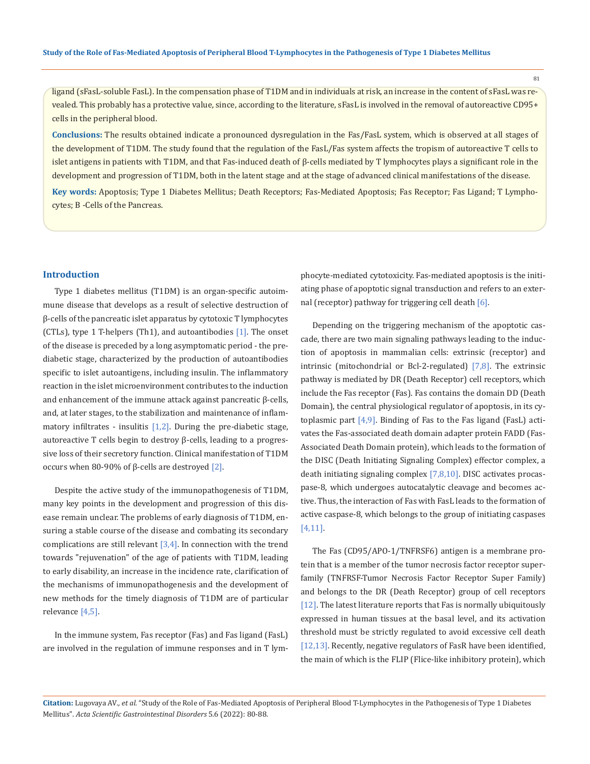ligand (sFasL-soluble FasL). In the compensation phase of T1DM and in individuals at risk, an increase in the content of sFasL was revealed. This probably has a protective value, since, according to the literature, sFasL is involved in the removal of autoreactive CD95+ cells in the peripheral blood.

**Conclusions:** The results obtained indicate a pronounced dysregulation in the Fas/FasL system, which is observed at all stages of the development of T1DM. The study found that the regulation of the FasL/Fas system affects the tropism of autoreactive T cells to islet antigens in patients with T1DM, and that Fas-induced death of β-cells mediated by T lymphocytes plays a significant role in the development and progression of T1DM, both in the latent stage and at the stage of advanced clinical manifestations of the disease.

**Key words:** Apoptosis; Type 1 Diabetes Mellitus; Death Receptors; Fas-Mediated Apoptosis; Fas Receptor; Fas Ligand; T Lymphocytes; B -Cells of the Pancreas.

## Introduction

Type 1 diabetes mellitus (T1DM) is an organ-specific autoimmune disease that develops as a result of selective destruction of β-cells of the pancreatic islet apparatus by cytotoxic T lymphocytes (CTLs), type 1 T-helpers (Th1), and autoantibodies [1]. The onset of the disease is preceded by a long asymptomatic period - the prediabetic stage, characterized by the production of autoantibodies specific to islet autoantigens, including insulin. The inflammatory reaction in the islet microenvironment contributes to the induction and enhancement of the immune attack against pancreatic β-cells, and, at later stages, to the stabilization and maintenance of inflammatory infiltrates - insulitis [1,2]. During the pre-diabetic stage, autoreactive T cells begin to destroy β-cells, leading to a progressive loss of their secretory function. Clinical manifestation of T1DM occurs when 80-90% of β-cells are destroyed [2].

Despite the active study of the immunopathogenesis of T1DM, many key points in the development and progression of this disease remain unclear. The problems of early diagnosis of T1DM, ensuring a stable course of the disease and combating its secondary complications are still relevant [3,4]. In connection with the trend towards "rejuvenation" of the age of patients with T1DM, leading to early disability, an increase in the incidence rate, clarification of the mechanisms of immunopathogenesis and the development of new methods for the timely diagnosis of T1DM are of particular relevance [4,5].

In the immune system, Fas receptor (Fas) and Fas ligand (FasL) are involved in the regulation of immune responses and in T lymphocyte-mediated cytotoxicity. Fas-mediated apoptosis is the initiating phase of apoptotic signal transduction and refers to an external (receptor) pathway for triggering cell death [6].

Depending on the triggering mechanism of the apoptotic cascade, there are two main signaling pathways leading to the induction of apoptosis in mammalian cells: extrinsic (receptor) and intrinsic (mitochondrial or Bcl-2-regulated) [7,8]. The extrinsic pathway is mediated by DR (Death Receptor) cell receptors, which include the Fas receptor (Fas). Fas contains the domain DD (Death Domain), the central physiological regulator of apoptosis, in its cytoplasmic part [4,9]. Binding of Fas to the Fas ligand (FasL) activates the Fas-associated death domain adapter protein FADD (Fas-Associated Death Domain protein), which leads to the formation of the DISC (Death Initiating Signaling Complex) effector complex, a death initiating signaling complex [7,8,10]. DISC activates procaspase-8, which undergoes autocatalytic cleavage and becomes active. Thus, the interaction of Fas with FasL leads to the formation of active caspase-8, which belongs to the group of initiating caspases [4,11].

The Fas (CD95/APO-1/TNFRSF6) antigen is a membrane protein that is a member of the tumor necrosis factor receptor superfamily (TNFRSF-Tumor Necrosis Factor Receptor Super Family) and belongs to the DR (Death Receptor) group of cell receptors [12]. The latest literature reports that Fas is normally ubiquitously expressed in human tissues at the basal level, and its activation threshold must be strictly regulated to avoid excessive cell death [12,13]. Recently, negative regulators of FasR have been identified, the main of which is the FLIP (Flice-like inhibitory protein), which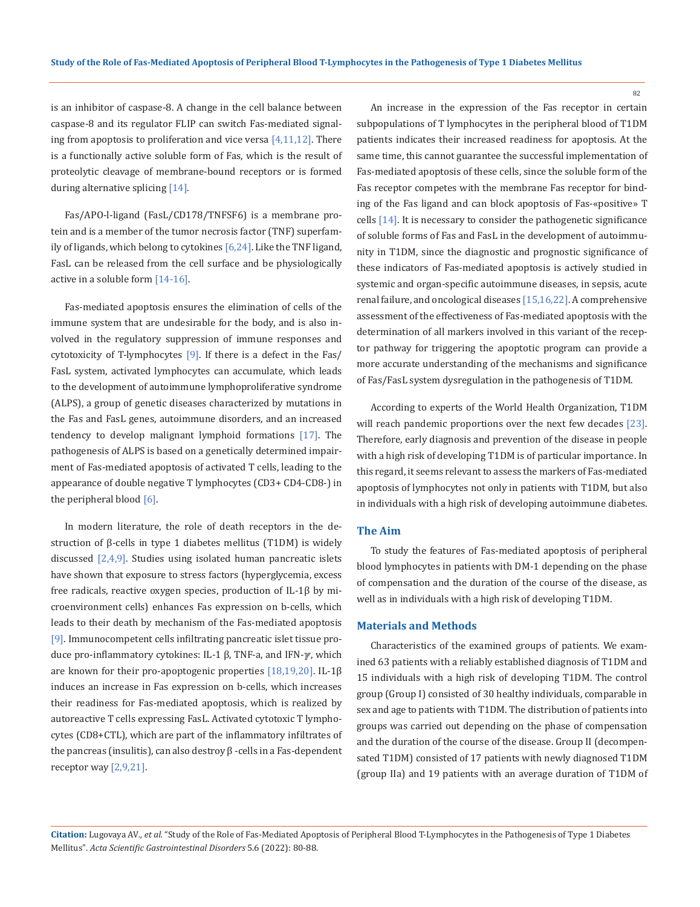is an inhibitor of caspase-8. A change in the cell balance between caspase-8 and its regulator FLIP can switch Fas-mediated signaling from apoptosis to proliferation and vice versa [4,11,12]. There is a functionally active soluble form of Fas, which is the result of proteolytic cleavage of membrane-bound receptors or is formed during alternative splicing [14].

Fas/APO-l-ligand (FasL/CD178/TNFSF6) is a membrane protein and is a member of the tumor necrosis factor (TNF) superfamily of ligands, which belong to cytokines [6,24]. Like the TNF ligand, FasL can be released from the cell surface and be physiologically active in a soluble form [14-16].

Fas-mediated apoptosis ensures the elimination of cells of the immune system that are undesirable for the body, and is also involved in the regulatory suppression of immune responses and cytotoxicity of T-lymphocytes [9]. If there is a defect in the Fas/FasL system, activated lymphocytes can accumulate, which leads to the development of autoimmune lymphoproliferative syndrome (ALPS), a group of genetic diseases characterized by mutations in the Fas and FasL genes, autoimmune disorders, and an increased tendency to develop malignant lymphoid formations [17]. The pathogenesis of ALPS is based on a genetically determined impairment of Fas-mediated apoptosis of activated T cells, leading to the appearance of double negative T lymphocytes (CD3+ CD4-CD8-) in the peripheral blood [6].

In modern literature, the role of death receptors in the destruction of β-cells in type 1 diabetes mellitus (T1DM) is widely discussed [2,4,9]. Studies using isolated human pancreatic islets have shown that exposure to stress factors (hyperglycemia, excess free radicals, reactive oxygen species, production of IL-1β by microenvironment cells) enhances Fas expression on b-cells, which leads to their death by mechanism of the Fas-mediated apoptosis [9]. Immunocompetent cells infiltrating pancreatic islet tissue produce pro-inflammatory cytokines: IL-1 β, TNF-a, and IFN-γ, which are known for their pro-apoptogenic properties [18,19,20]. IL-1β induces an increase in Fas expression on b-cells, which increases their readiness for Fas-mediated apoptosis, which is realized by autoreactive T cells expressing FasL. Activated cytotoxic T lymphocytes (CD8+CTL), which are part of the inflammatory infiltrates of the pancreas (insulitis), can also destroy β -cells in a Fas-dependent receptor way [2,9,21].

An increase in the expression of the Fas receptor in certain subpopulations of T lymphocytes in the peripheral blood of T1DM patients indicates their increased readiness for apoptosis. At the same time, this cannot guarantee the successful implementation of Fas-mediated apoptosis of these cells, since the soluble form of the Fas receptor competes with the membrane Fas receptor for binding of the Fas ligand and can block apoptosis of Fas-«positive» T cells [14]. It is necessary to consider the pathogenetic significance of soluble forms of Fas and FasL in the development of autoimmunity in T1DM, since the diagnostic and prognostic significance of these indicators of Fas-mediated apoptosis is actively studied in systemic and organ-specific autoimmune diseases, in sepsis, acute renal failure, and oncological diseases [15,16,22]. A comprehensive assessment of the effectiveness of Fas-mediated apoptosis with the determination of all markers involved in this variant of the receptor pathway for triggering the apoptotic program can provide a more accurate understanding of the mechanisms and significance of Fas/FasL system dysregulation in the pathogenesis of T1DM.

According to experts of the World Health Organization, T1DM will reach pandemic proportions over the next few decades [23]. Therefore, early diagnosis and prevention of the disease in people with a high risk of developing T1DM is of particular importance. In this regard, it seems relevant to assess the markers of Fas-mediated apoptosis of lymphocytes not only in patients with T1DM, but also in individuals with a high risk of developing autoimmune diabetes.

## The Aim

To study the features of Fas-mediated apoptosis of peripheral blood lymphocytes in patients with DM-1 depending on the phase of compensation and the duration of the course of the disease, as well as in individuals with a high risk of developing T1DM.

## Materials and Methods

Characteristics of the examined groups of patients. We examined 63 patients with a reliably established diagnosis of T1DM and 15 individuals with a high risk of developing T1DM. The control group (Group I) consisted of 30 healthy individuals, comparable in sex and age to patients with T1DM. The distribution of patients into groups was carried out depending on the phase of compensation and the duration of the course of the disease. Group II (decompensated T1DM) consisted of 17 patients with newly diagnosed T1DM (group IIa) and 19 patients with an average duration of T1DM of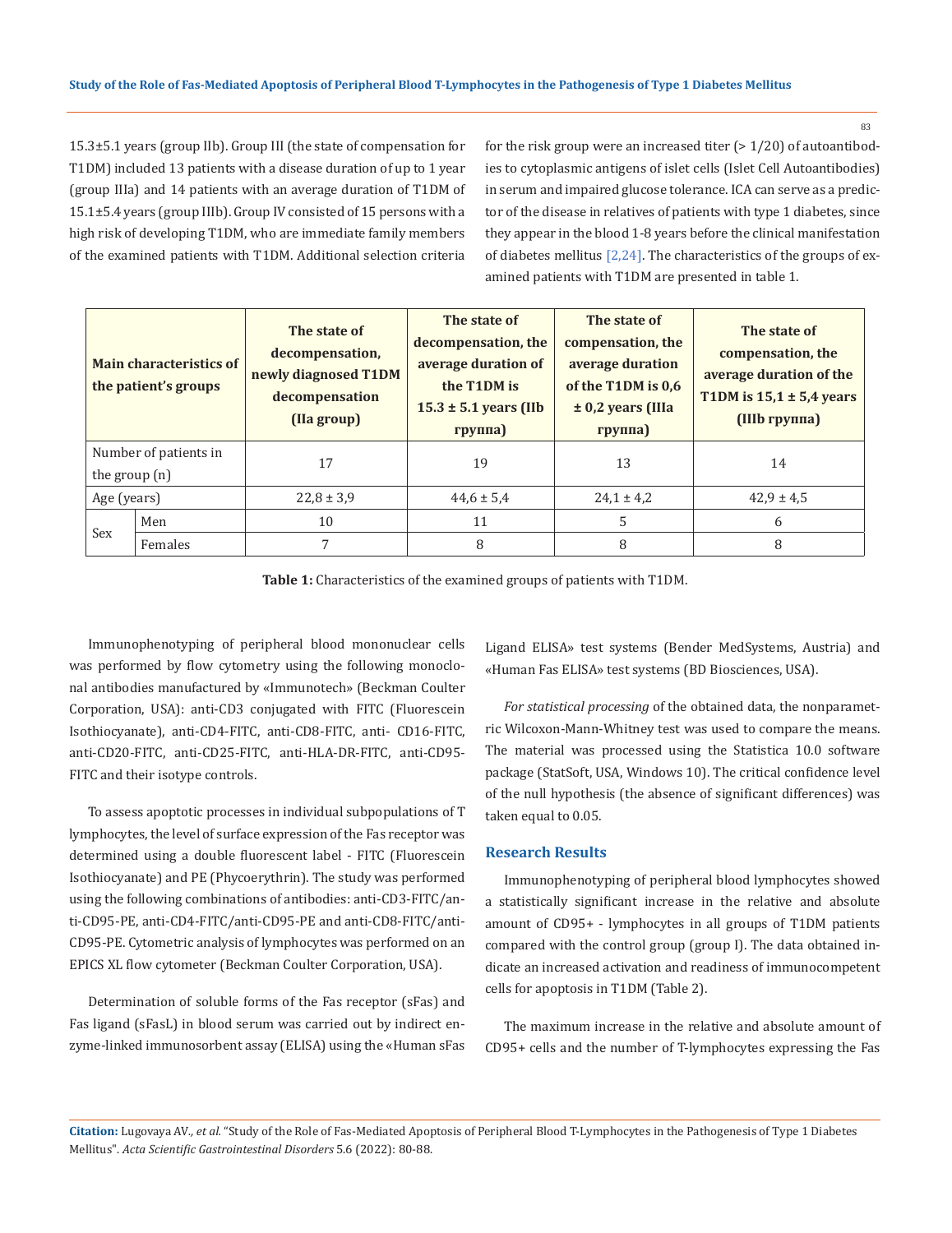15.3±5.1 years (group IIb). Group III (the state of compensation for T1DM) included 13 patients with a disease duration of up to 1 year (group IIIa) and 14 patients with an average duration of T1DM of 15.1±5.4 years (group IIIb). Group IV consisted of 15 persons with a high risk of developing T1DM, who are immediate family members of the examined patients with T1DM. Additional selection criteria for the risk group were an increased titer (> 1/20) of autoantibodies to cytoplasmic antigens of islet cells (Islet Cell Autoantibodies) in serum and impaired glucose tolerance. ICA can serve as a predictor of the disease in relatives of patients with type 1 diabetes, since they appear in the blood 1-8 years before the clinical manifestation of diabetes mellitus [2,24]. The characteristics of the groups of examined patients with T1DM are presented in table 1.

| **Main characteristics of the patient's groups** | | **The state of decompensation, newly diagnosed T1DM decompensation (IIa group)** | **The state of decompensation, the average duration of the T1DM is 15.3 ± 5.1 years (IIb группа)** | **The state of compensation, the average duration of the T1DM is 0,6 ± 0,2 years (IIIa группа)** | **The state of compensation, the average duration of the T1DM is 15,1 ± 5,4 years (IIIb группа)** |
|---|---|---|---|---|---|
| Number of patients in the group (n) | | 17 | 19 | 13 | 14 |
| Age (years) | | 22,8 ± 3,9 | 44,6 ± 5,4 | 24,1 ± 4,2 | 42,9 ± 4,5 |
| Sex | Men | 10 | 11 | 5 | 6 |
| | Females | 7 | 8 | 8 | 8 |

**Table 1:** Characteristics of the examined groups of patients with T1DM.

Immunophenotyping of peripheral blood mononuclear cells was performed by flow cytometry using the following monoclonal antibodies manufactured by «Immunotech» (Beckman Coulter Corporation, USA): anti-CD3 conjugated with FITC (Fluorescein Isothiocyanate), anti-CD4-FITC, anti-CD8-FITC, anti- CD16-FITC, anti-CD20-FITC, anti-CD25-FITC, anti-HLA-DR-FITC, anti-CD95-FITC and their isotype controls.

To assess apoptotic processes in individual subpopulations of T lymphocytes, the level of surface expression of the Fas receptor was determined using a double fluorescent label - FITC (Fluorescein Isothiocyanate) and PE (Phycoerythrin). The study was performed using the following combinations of antibodies: anti-CD3-FITC/anti-CD95-PE, anti-CD4-FITC/anti-CD95-PE and anti-CD8-FITC/anti-CD95-PE. Cytometric analysis of lymphocytes was performed on an EPICS XL flow cytometer (Beckman Coulter Corporation, USA).

Determination of soluble forms of the Fas receptor (sFas) and Fas ligand (sFasL) in blood serum was carried out by indirect enzyme-linked immunosorbent assay (ELISA) using the «Human sFas Ligand ELISA» test systems (Bender MedSystems, Austria) and «Human Fas ELISA» test systems (BD Biosciences, USA).

*For statistical processing* of the obtained data, the nonparametric Wilcoxon-Mann-Whitney test was used to compare the means. The material was processed using the Statistica 10.0 software package (StatSoft, USA, Windows 10). The critical confidence level of the null hypothesis (the absence of significant differences) was taken equal to 0.05.

## Research Results

Immunophenotyping of peripheral blood lymphocytes showed a statistically significant increase in the relative and absolute amount of CD95+ - lymphocytes in all groups of T1DM patients compared with the control group (group I). The data obtained indicate an increased activation and readiness of immunocompetent cells for apoptosis in T1DM (Table 2).

The maximum increase in the relative and absolute amount of CD95+ cells and the number of T-lymphocytes expressing the Fas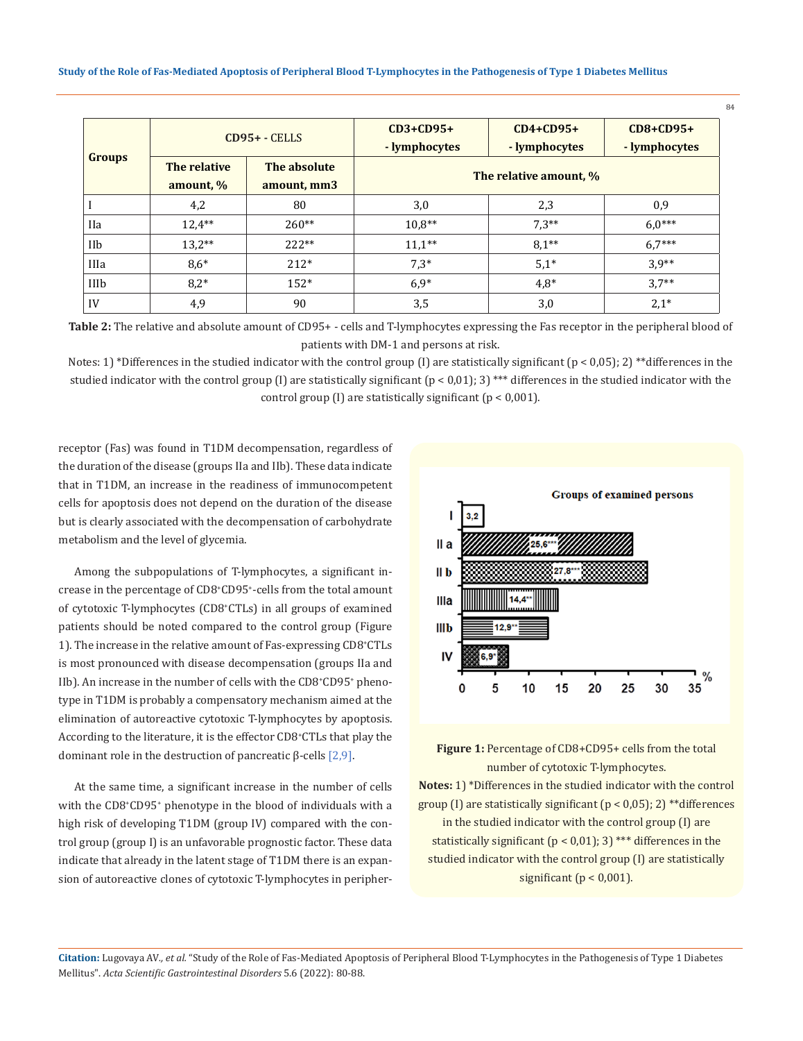| Groups | CD95+ - CELLS | | CD3+CD95+ - lymphocytes | CD4+CD95+ - lymphocytes | CD8+CD95+ - lymphocytes |
|---|---|---|---|---|---|
| | The relative amount, % | The absolute amount, mm3 | The relative amount, % | | |
| I | 4,2 | 80 | 3,0 | 2,3 | 0,9 |
| IIa | 12,4** | 260** | 10,8** | 7,3** | 6,0*** |
| IIb | 13,2** | 222** | 11,1** | 8,1** | 6,7*** |
| IIIa | 8,6* | 212* | 7,3* | 5,1* | 3,9** |
| IIIb | 8,2* | 152* | 6,9* | 4,8* | 3,7** |
| IV | 4,9 | 90 | 3,5 | 3,0 | 2,1* |

**Table 2:** The relative and absolute amount of CD95+ - cells and T-lymphocytes expressing the Fas receptor in the peripheral blood of patients with DM-1 and persons at risk.

Notes: 1) *Differences in the studied indicator with the control group (I) are statistically significant ($p < 0,05$); 2) **differences in the studied indicator with the control group (I) are statistically significant ($p < 0,01$); 3) *** differences in the studied indicator with the control group (I) are statistically significant ($p < 0,001$).

receptor (Fas) was found in T1DM decompensation, regardless of the duration of the disease (groups IIa and IIb). These data indicate that in T1DM, an increase in the readiness of immunocompetent cells for apoptosis does not depend on the duration of the disease but is clearly associated with the decompensation of carbohydrate metabolism and the level of glycemia.

Among the subpopulations of T-lymphocytes, a significant increase in the percentage of $CD8^+CD95^+$-cells from the total amount of cytotoxic T-lymphocytes ($CD8^+$CTLs) in all groups of examined patients should be noted compared to the control group (Figure 1). The increase in the relative amount of Fas-expressing $CD8^+$CTLs is most pronounced with disease decompensation (groups IIa and IIb). An increase in the number of cells with the $CD8^+CD95^+$ phenotype in T1DM is probably a compensatory mechanism aimed at the elimination of autoreactive cytotoxic T-lymphocytes by apoptosis. According to the literature, it is the effector $CD8^+$CTLs that play the dominant role in the destruction of pancreatic β-cells [2,9].

At the same time, a significant increase in the number of cells with the $CD8^+CD95^+$ phenotype in the blood of individuals with a high risk of developing T1DM (group IV) compared with the control group (group I) is an unfavorable prognostic factor. These data indicate that already in the latent stage of T1DM there is an expansion of autoreactive clones of cytotoxic T-lymphocytes in peripher-

**Figure 1:** Percentage of CD8+CD95+ cells from the total number of cytotoxic T-lymphocytes.

**Notes:** 1) *Differences in the studied indicator with the control group (I) are statistically significant ($p < 0,05$); 2) **differences in the studied indicator with the control group (I) are statistically significant ($p < 0,01$); 3) *** differences in the studied indicator with the control group (I) are statistically significant ($p < 0,001$).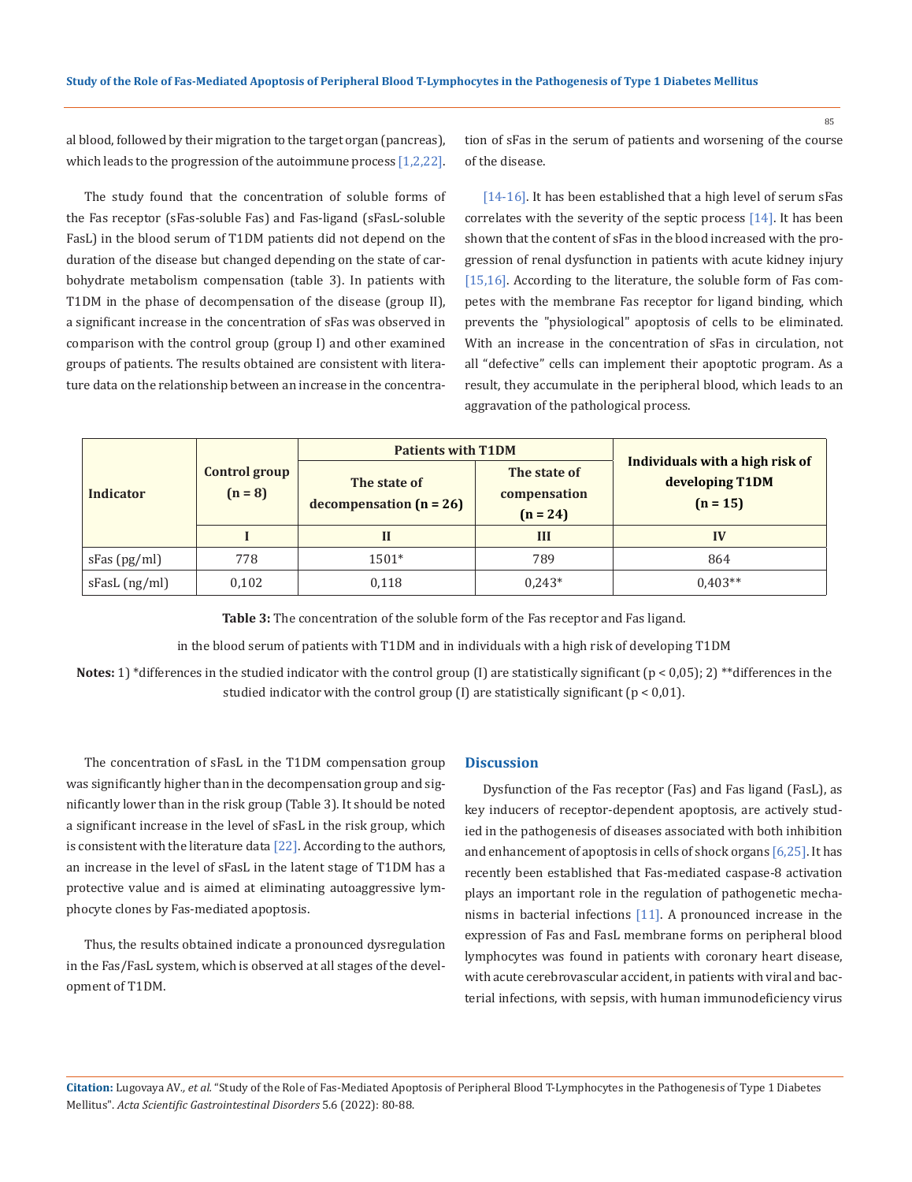al blood, followed by their migration to the target organ (pancreas), which leads to the progression of the autoimmune process [1,2,22].

The study found that the concentration of soluble forms of the Fas receptor (sFas-soluble Fas) and Fas-ligand (sFasL-soluble FasL) in the blood serum of T1DM patients did not depend on the duration of the disease but changed depending on the state of carbohydrate metabolism compensation (table 3). In patients with T1DM in the phase of decompensation of the disease (group II), a significant increase in the concentration of sFas was observed in comparison with the control group (group I) and other examined groups of patients. The results obtained are consistent with literature data on the relationship between an increase in the concentration of sFas in the serum of patients and worsening of the course of the disease.

[14-16]. It has been established that a high level of serum sFas correlates with the severity of the septic process [14]. It has been shown that the content of sFas in the blood increased with the progression of renal dysfunction in patients with acute kidney injury [15,16]. According to the literature, the soluble form of Fas competes with the membrane Fas receptor for ligand binding, which prevents the "physiological" apoptosis of cells to be eliminated. With an increase in the concentration of sFas in circulation, not all "defective" cells can implement their apoptotic program. As a result, they accumulate in the peripheral blood, which leads to an aggravation of the pathological process.

| Indicator | Control group (n = 8) | Patients with T1DM | | Individuals with a high risk of developing T1DM (n = 15) |
|---|---|---|---|---|
| | | The state of decompensation (n = 26) | The state of compensation (n = 24) | |
| | I | II | III | IV |
| sFas (pg/ml) | 778 | 1501* | 789 | 864 |
| sFasL (ng/ml) | 0,102 | 0,118 | 0,243* | 0,403** |

**Table 3:** The concentration of the soluble form of the Fas receptor and Fas ligand.

in the blood serum of patients with T1DM and in individuals with a high risk of developing T1DM

**Notes:** 1) *differences in the studied indicator with the control group (I) are statistically significant (p < 0,05); 2) **differences in the studied indicator with the control group (I) are statistically significant (p < 0,01).

The concentration of sFasL in the T1DM compensation group was significantly higher than in the decompensation group and significantly lower than in the risk group (Table 3). It should be noted a significant increase in the level of sFasL in the risk group, which is consistent with the literature data [22]. According to the authors, an increase in the level of sFasL in the latent stage of T1DM has a protective value and is aimed at eliminating autoaggressive lymphocyte clones by Fas-mediated apoptosis.

Thus, the results obtained indicate a pronounced dysregulation in the Fas/FasL system, which is observed at all stages of the development of T1DM.

## Discussion

Dysfunction of the Fas receptor (Fas) and Fas ligand (FasL), as key inducers of receptor-dependent apoptosis, are actively studied in the pathogenesis of diseases associated with both inhibition and enhancement of apoptosis in cells of shock organs [6,25]. It has recently been established that Fas-mediated caspase-8 activation plays an important role in the regulation of pathogenetic mechanisms in bacterial infections [11]. A pronounced increase in the expression of Fas and FasL membrane forms on peripheral blood lymphocytes was found in patients with coronary heart disease, with acute cerebrovascular accident, in patients with viral and bacterial infections, with sepsis, with human immunodeficiency virus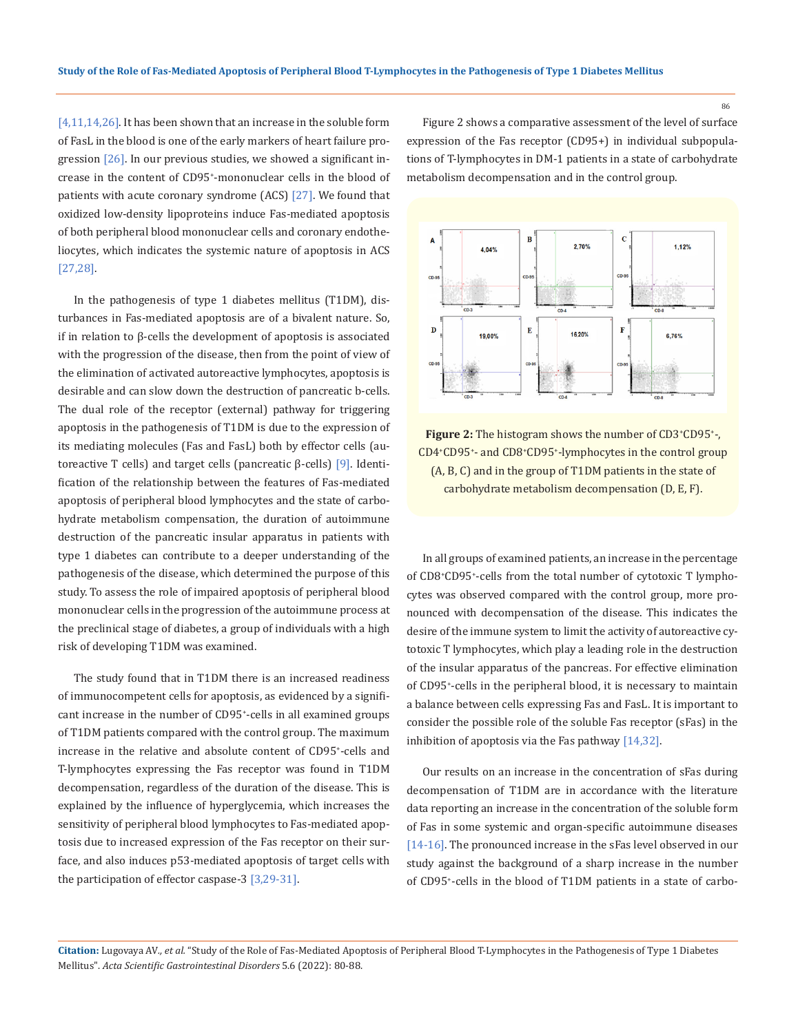[4,11,14,26]. It has been shown that an increase in the soluble form of FasL in the blood is one of the early markers of heart failure progression [26]. In our previous studies, we showed a significant increase in the content of CD95⁺-mononuclear cells in the blood of patients with acute coronary syndrome (ACS) [27]. We found that oxidized low-density lipoproteins induce Fas-mediated apoptosis of both peripheral blood mononuclear cells and coronary endotheliocytes, which indicates the systemic nature of apoptosis in ACS [27,28].

In the pathogenesis of type 1 diabetes mellitus (T1DM), disturbances in Fas-mediated apoptosis are of a bivalent nature. So, if in relation to β-cells the development of apoptosis is associated with the progression of the disease, then from the point of view of the elimination of activated autoreactive lymphocytes, apoptosis is desirable and can slow down the destruction of pancreatic b-cells. The dual role of the receptor (external) pathway for triggering apoptosis in the pathogenesis of T1DM is due to the expression of its mediating molecules (Fas and FasL) both by effector cells (autoreactive T cells) and target cells (pancreatic β-cells) [9]. Identification of the relationship between the features of Fas-mediated apoptosis of peripheral blood lymphocytes and the state of carbohydrate metabolism compensation, the duration of autoimmune destruction of the pancreatic insular apparatus in patients with type 1 diabetes can contribute to a deeper understanding of the pathogenesis of the disease, which determined the purpose of this study. To assess the role of impaired apoptosis of peripheral blood mononuclear cells in the progression of the autoimmune process at the preclinical stage of diabetes, a group of individuals with a high risk of developing T1DM was examined.

The study found that in T1DM there is an increased readiness of immunocompetent cells for apoptosis, as evidenced by a significant increase in the number of CD95⁺-cells in all examined groups of T1DM patients compared with the control group. The maximum increase in the relative and absolute content of CD95⁺-cells and T-lymphocytes expressing the Fas receptor was found in T1DM decompensation, regardless of the duration of the disease. This is explained by the influence of hyperglycemia, which increases the sensitivity of peripheral blood lymphocytes to Fas-mediated apoptosis due to increased expression of the Fas receptor on their surface, and also induces p53-mediated apoptosis of target cells with the participation of effector caspase-3 [3,29-31].

Figure 2 shows a comparative assessment of the level of surface expression of the Fas receptor (CD95+) in individual subpopulations of T-lymphocytes in DM-1 patients in a state of carbohydrate metabolism decompensation and in the control group.

**Figure 2:** The histogram shows the number of CD3⁺CD95⁺-, CD4⁺CD95⁺- and CD8⁺CD95⁺-lymphocytes in the control group (A, B, C) and in the group of T1DM patients in the state of carbohydrate metabolism decompensation (D, E, F).

In all groups of examined patients, an increase in the percentage of CD8⁺CD95⁺-cells from the total number of cytotoxic T lymphocytes was observed compared with the control group, more pronounced with decompensation of the disease. This indicates the desire of the immune system to limit the activity of autoreactive cytotoxic T lymphocytes, which play a leading role in the destruction of the insular apparatus of the pancreas. For effective elimination of CD95⁺-cells in the peripheral blood, it is necessary to maintain a balance between cells expressing Fas and FasL. It is important to consider the possible role of the soluble Fas receptor (sFas) in the inhibition of apoptosis via the Fas pathway [14,32].

Our results on an increase in the concentration of sFas during decompensation of T1DM are in accordance with the literature data reporting an increase in the concentration of the soluble form of Fas in some systemic and organ-specific autoimmune diseases [14-16]. The pronounced increase in the sFas level observed in our study against the background of a sharp increase in the number of CD95⁺-cells in the blood of T1DM patients in a state of carbo-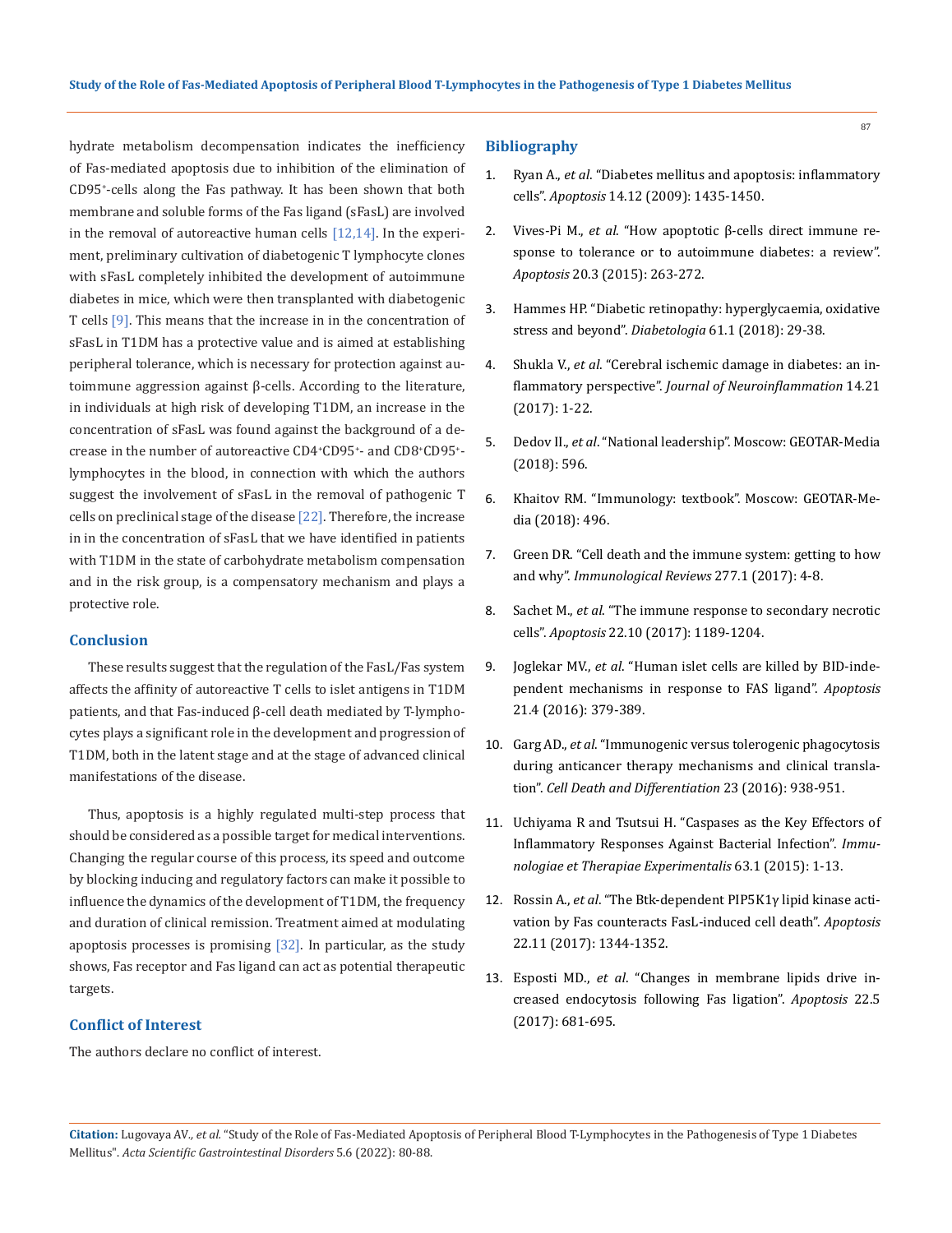hydrate metabolism decompensation indicates the inefficiency of Fas-mediated apoptosis due to inhibition of the elimination of CD95$^+$-cells along the Fas pathway. It has been shown that both membrane and soluble forms of the Fas ligand (sFasL) are involved in the removal of autoreactive human cells [12,14]. In the experiment, preliminary cultivation of diabetogenic T lymphocyte clones with sFasL completely inhibited the development of autoimmune diabetes in mice, which were then transplanted with diabetogenic T cells [9]. This means that the increase in in the concentration of sFasL in T1DM has a protective value and is aimed at establishing peripheral tolerance, which is necessary for protection against autoimmune aggression against β-cells. According to the literature, in individuals at high risk of developing T1DM, an increase in the concentration of sFasL was found against the background of a decrease in the number of autoreactive CD4$^+$CD95$^+$- and CD8$^+$CD95$^+$-lymphocytes in the blood, in connection with which the authors suggest the involvement of sFasL in the removal of pathogenic T cells on preclinical stage of the disease [22]. Therefore, the increase in in the concentration of sFasL that we have identified in patients with T1DM in the state of carbohydrate metabolism compensation and in the risk group, is a compensatory mechanism and plays a protective role.

## Conclusion

These results suggest that the regulation of the FasL/Fas system affects the affinity of autoreactive T cells to islet antigens in T1DM patients, and that Fas-induced β-cell death mediated by T-lymphocytes plays a significant role in the development and progression of T1DM, both in the latent stage and at the stage of advanced clinical manifestations of the disease.

Thus, apoptosis is a highly regulated multi-step process that should be considered as a possible target for medical interventions. Changing the regular course of this process, its speed and outcome by blocking inducing and regulatory factors can make it possible to influence the dynamics of the development of T1DM, the frequency and duration of clinical remission. Treatment aimed at modulating apoptosis processes is promising [32]. In particular, as the study shows, Fas receptor and Fas ligand can act as potential therapeutic targets.

## Conflict of Interest

The authors declare no conflict of interest.

## Bibliography

1. Ryan A., *et al*. "Diabetes mellitus and apoptosis: inflammatory cells". *Apoptosis* 14.12 (2009): 1435-1450.
2. Vives-Pi M., *et al*. "How apoptotic β-cells direct immune response to tolerance or to autoimmune diabetes: a review". *Apoptosis* 20.3 (2015): 263-272.
3. Hammes HP. "Diabetic retinopathy: hyperglycaemia, oxidative stress and beyond". *Diabetologia* 61.1 (2018): 29-38.
4. Shukla V., *et al*. "Cerebral ischemic damage in diabetes: an inflammatory perspective". *Journal of Neuroinflammation* 14.21 (2017): 1-22.
5. Dedov II., *et al*. "National leadership". Moscow: GEOTAR-Media (2018): 596.
6. Khaitov RM. "Immunology: textbook". Moscow: GEOTAR-Media (2018): 496.
7. Green DR. "Cell death and the immune system: getting to how and why". *Immunological Reviews* 277.1 (2017): 4-8.
8. Sachet M., *et al*. "The immune response to secondary necrotic cells". *Apoptosis* 22.10 (2017): 1189-1204.
9. Joglekar MV., *et al*. "Human islet cells are killed by BID-independent mechanisms in response to FAS ligand". *Apoptosis* 21.4 (2016): 379-389.
10. Garg AD., *et al*. "Immunogenic versus tolerogenic phagocytosis during anticancer therapy mechanisms and clinical translation". *Cell Death and Differentiation* 23 (2016): 938-951.
11. Uchiyama R and Tsutsui H. "Caspases as the Key Effectors of Inflammatory Responses Against Bacterial Infection". *Immunologiae et Therapiae Experimentalis* 63.1 (2015): 1-13.
12. Rossin A., *et al*. "The Btk-dependent PIP5K1γ lipid kinase activation by Fas counteracts FasL-induced cell death". *Apoptosis* 22.11 (2017): 1344-1352.
13. Esposti MD., *et al*. "Changes in membrane lipids drive increased endocytosis following Fas ligation". *Apoptosis* 22.5 (2017): 681-695.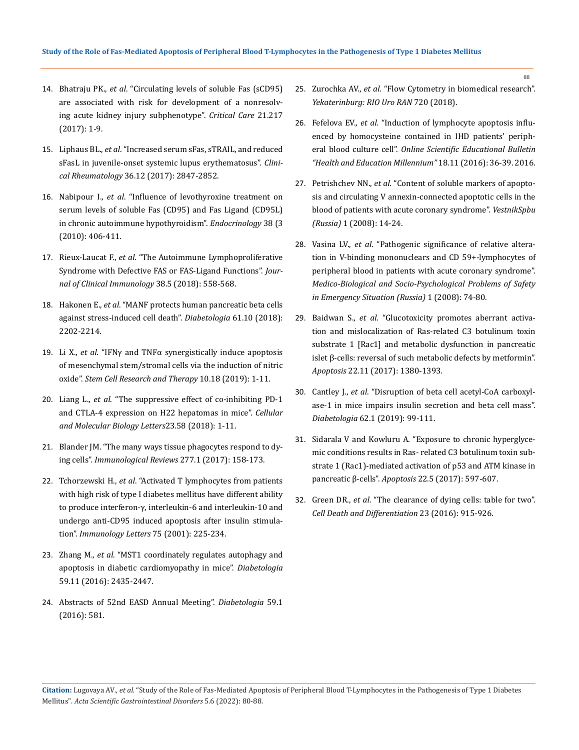14. Bhatraju PK., *et al*. "Circulating levels of soluble Fas (sCD95) are associated with risk for development of a nonresolving acute kidney injury subphenotype". *Critical Care* 21.217 (2017): 1-9.

15. Liphaus BL., *et al*. "Increased serum sFas, sTRAIL, and reduced sFasL in juvenile-onset systemic lupus erythematosus". *Clinical Rheumatology* 36.12 (2017): 2847-2852.

16. Nabipour I., *et al*. "Influence of levothyroxine treatment on serum levels of soluble Fas (CD95) and Fas Ligand (CD95L) in chronic autoimmune hypothyroidism". *Endocrinology* 38 (3 (2010): 406-411.

17. Rieux-Laucat F., *et al*. "The Autoimmune Lymphoproliferative Syndrome with Defective FAS or FAS-Ligand Functions". *Journal of Clinical Immunology* 38.5 (2018): 558-568.

18. Hakonen E., *et al*. "MANF protects human pancreatic beta cells against stress-induced cell death". *Diabetologia* 61.10 (2018): 2202-2214.

19. Li X., *et al*. "IFNγ and TNFα synergistically induce apoptosis of mesenchymal stem/stromal cells via the induction of nitric oxide". *Stem Cell Research and Therapy* 10.18 (2019): 1-11.

20. Liang L., *et al*. "The suppressive effect of co-inhibiting PD-1 and CTLA-4 expression on H22 hepatomas in mice". *Cellular and Molecular Biology Letters*23.58 (2018): 1-11.

21. Blander JM. "The many ways tissue phagocytes respond to dying cells". *Immunological Reviews* 277.1 (2017): 158-173.

22. Tchorzewski H., *et al*. "Activated T lymphocytes from patients with high risk of type I diabetes mellitus have different ability to produce interferon-γ, interleukin-6 and interleukin-10 and undergo anti-CD95 induced apoptosis after insulin stimulation". *Immunology Letters* 75 (2001): 225-234.

23. Zhang M., *et al*. "MST1 coordinately regulates autophagy and apoptosis in diabetic cardiomyopathy in mice". *Diabetologia* 59.11 (2016): 2435-2447.

24. Abstracts of 52nd EASD Annual Meeting". *Diabetologia* 59.1 (2016): 581.

25. Zurochka AV., *et al*. "Flow Cytometry in biomedical research". *Yekaterinburg: RIO Uro RAN* 720 (2018).

26. Fefelova EV., *et al*. "Induction of lymphocyte apoptosis influenced by homocysteine contained in IHD patients' peripheral blood culture cell". *Online Scientific Educational Bulletin "Health and Education Millennium"* 18.11 (2016): 36-39. 2016.

27. Petrishchev NN., *et al*. "Content of soluble markers of apoptosis and circulating V annexin-connected apoptotic cells in the blood of patients with acute coronary syndrome". *VestnikSpbu (Russia)* 1 (2008): 14-24.

28. Vasina LV., *et al*. "Pathogenic significance of relative alteration in V-binding mononuclears and CD 59+-lymphocytes of peripheral blood in patients with acute coronary syndrome". *Medico-Biological and Socio-Psychological Problems of Safety in Emergency Situation (Russia)* 1 (2008): 74-80.

29. Baidwan S., *et al*. "Glucotoxicity promotes aberrant activation and mislocalization of Ras-related C3 botulinum toxin substrate 1 [Rac1] and metabolic dysfunction in pancreatic islet β-cells: reversal of such metabolic defects by metformin". *Apoptosis* 22.11 (2017): 1380-1393.

30. Cantley J., *et al*. "Disruption of beta cell acetyl-CoA carboxylase-1 in mice impairs insulin secretion and beta cell mass". *Diabetologia* 62.1 (2019): 99-111.

31. Sidarala V and Kowluru A. "Exposure to chronic hyperglycemic conditions results in Ras- related C3 botulinum toxin substrate 1 (Rac1)-mediated activation of p53 and ATM kinase in pancreatic β-cells". *Apoptosis* 22.5 (2017): 597-607.

32. Green DR., *et al*. "The clearance of dying cells: table for two". *Cell Death and Differentiation* 23 (2016): 915-926.